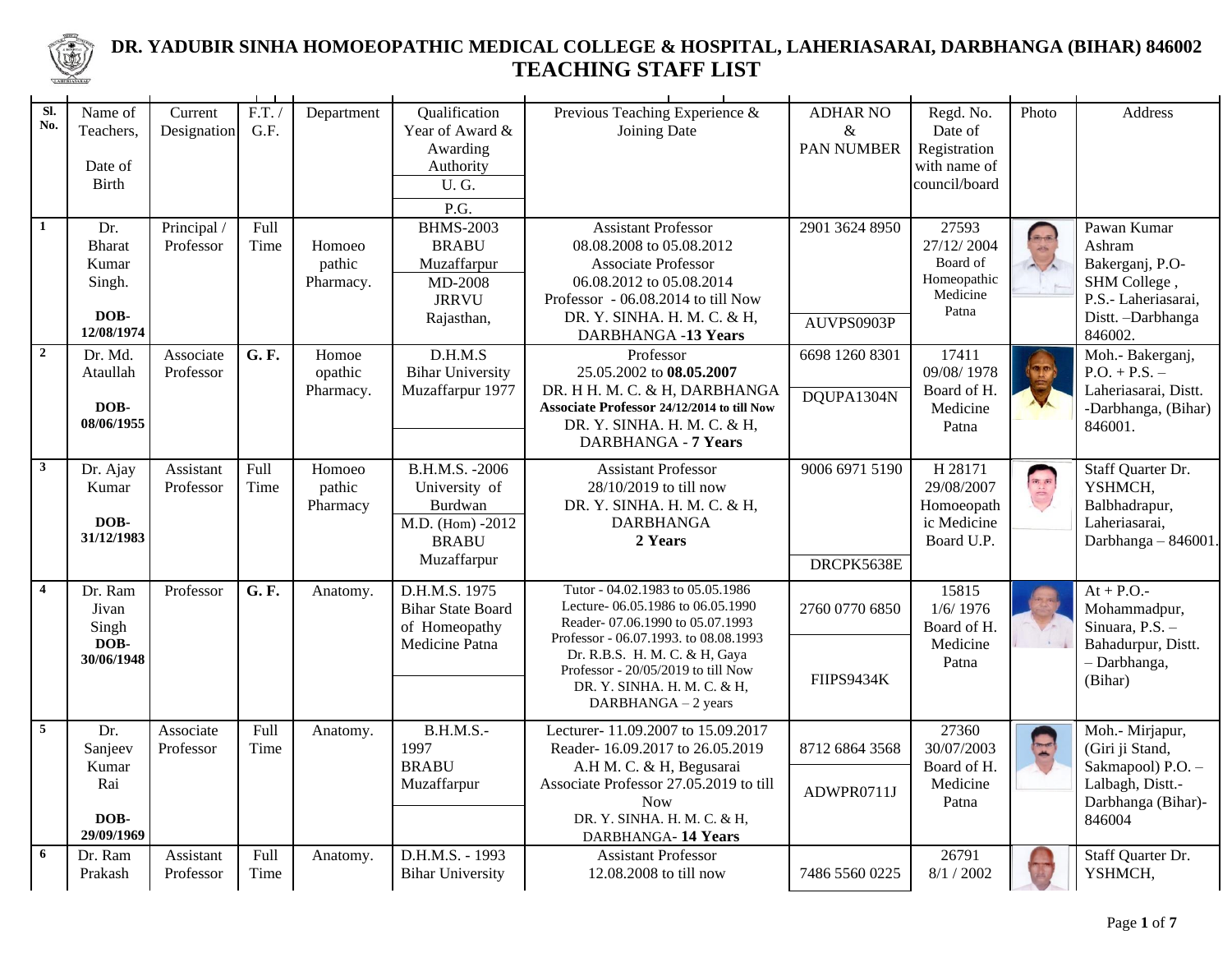# DR. YADUBIR SINHA HOMOEOPATHIC MEDICAL COLLEGE & HOSPITAL, LAHERIASARAI, DARBHANGA (BIHAR) 846002

## TEACHING STAFF LIST

| Sl. No. | Name of Teachers, Date of Birth | Current Designation | F.T. / G.F. | Department | Qualification Year of Award & Awarding Authority U. G. / P.G. | Previous Teaching Experience & Joining Date | ADHAR NO & PAN NUMBER | Regd. No. Date of Registration with name of council/board | Photo | Address |
|---|---|---|---|---|---|---|---|---|---|---|
| 1 | Dr. Bharat Kumar Singh. **DOB-12/08/1974** | Principal / Professor | Full Time | Homoeo pathic Pharmacy. | BHMS-2003 BRABU Muzaffarpur / MD-2008 JRRVU Rajasthan, | Assistant Professor 08.08.2008 to 05.08.2012 Associate Professor 06.08.2012 to 05.08.2014 Professor - 06.08.2014 to till Now DR. Y. SINHA. H. M. C. & H, DARBHANGA **-13 Years** | 2901 3624 8950 / AUVPS0903P | 27593 27/12/ 2004 Board of Homeopathic Medicine Patna | | Pawan Kumar Ashram Bakerganj, P.O- SHM College , P.S.- Laheriasarai, Distt. –Darbhanga 846002. |
| 2 | Dr. Md. Ataullah **DOB-08/06/1955** | Associate Professor | **G. F.** | Homoe opathic Pharmacy. | D.H.M.S Bihar University Muzaffarpur 1977 | Professor 25.05.2002 to **08.05.2007** DR. H H. M. C. & H, DARBHANGA **Associate Professor 24/12/2014 to till Now** DR. Y. SINHA. H. M. C. & H, DARBHANGA - **7 Years** | 6698 1260 8301 / DQUPA1304N | 17411 09/08/ 1978 Board of H. Medicine Patna | | Moh.- Bakerganj, P.O. + P.S. – Laheriasarai, Distt. -Darbhanga, (Bihar) 846001. |
| 3 | Dr. Ajay Kumar **DOB-31/12/1983** | Assistant Professor | Full Time | Homoeo pathic Pharmacy | B.H.M.S. -2006 University of Burdwan / M.D. (Hom) -2012 BRABU Muzaffarpur | Assistant Professor 28/10/2019 to till now DR. Y. SINHA. H. M. C. & H, DARBHANGA **2 Years** | 9006 6971 5190 / DRCPK5638E | H 28171 29/08/2007 Homoeopath ic Medicine Board U.P. | | Staff Quarter Dr. YSHMCH, Balbhadrapur, Laheriasarai, Darbhanga – 846001. |
| 4 | Dr. Ram Jivan Singh **DOB-30/06/1948** | Professor | **G. F.** | Anatomy. | D.H.M.S. 1975 Bihar State Board of Homeopathy Medicine Patna | Tutor - 04.02.1983 to 05.05.1986 Lecture- 06.05.1986 to 06.05.1990 Reader- 07.06.1990 to 05.07.1993 Professor - 06.07.1993. to 08.08.1993 Dr. R.B.S. H. M. C. & H, Gaya Professor - 20/05/2019 to till Now DR. Y. SINHA. H. M. C. & H, DARBHANGA – 2 years | 2760 0770 6850 / FIIPS9434K | 15815 1/6/ 1976 Board of H. Medicine Patna | | At + P.O.- Mohammadpur, Sinuara, P.S. – Bahadurpur, Distt. – Darbhanga, (Bihar) |
| 5 | Dr. Sanjeev Kumar Rai **DOB-29/09/1969** | Associate Professor | Full Time | Anatomy. | B.H.M.S.- 1997 BRABU Muzaffarpur | Lecturer- 11.09.2007 to 15.09.2017 Reader- 16.09.2017 to 26.05.2019 A.H M. C. & H, Begusarai Associate Professor 27.05.2019 to till Now DR. Y. SINHA. H. M. C. & H, DARBHANGA- **14 Years** | 8712 6864 3568 / ADWPR0711J | 27360 30/07/2003 Board of H. Medicine Patna | | Moh.- Mirjapur, (Giri ji Stand, Sakmapool) P.O. – Lalbagh, Distt.- Darbhanga (Bihar)- 846004 |
| 6 | Dr. Ram Prakash | Assistant Professor | Full Time | Anatomy. | D.H.M.S. - 1993 Bihar University | Assistant Professor 12.08.2008 to till now | 7486 5560 0225 | 26791 8/1 / 2002 | | Staff Quarter Dr. YSHMCH, |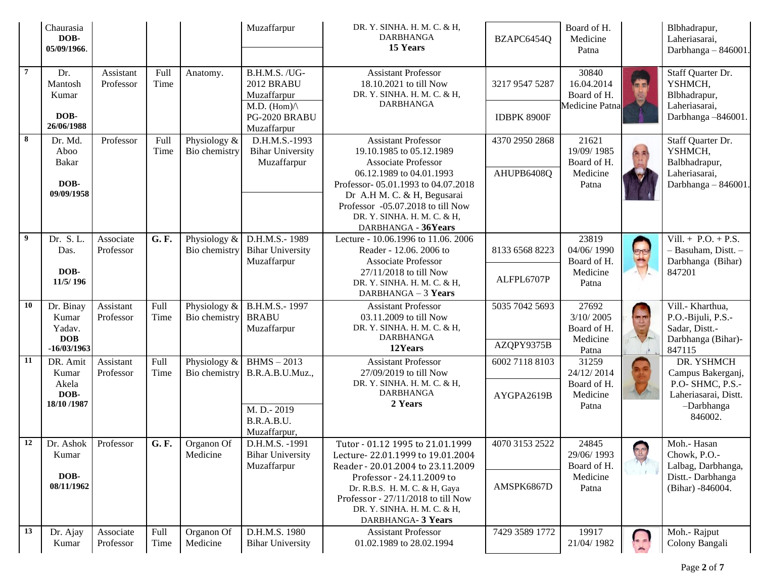| | | | | | | | | | | |
|---|---|---|---|---|---|---|---|---|---|---|
| | Chaurasia DOB- 05/09/1966. | | | | Muzaffarpur | DR. Y. SINHA. H. M. C. & H, DARBHANGA **15 Years** | BZAPC6454Q | Board of H. Medicine Patna | | Blbhadrapur, Laheriasarai, Darbhanga – 846001. |
| **7** | Dr. Mantosh Kumar **DOB- 26/06/1988** | Assistant Professor | Full Time | Anatomy. | B.H.M.S. /UG-2012 BRABU Muzaffarpur M.D. (Hom)/\ PG-2020 BRABU Muzaffarpur | Assistant Professor 18.10.2021 to till Now DR. Y. SINHA. H. M. C. & H, DARBHANGA | 3217 9547 5287 IDBPK 8900F | 30840 16.04.2014 Board of H. Medicine Patna | | Staff Quarter Dr. YSHMCH, Blbhadrapur, Laheriasarai, Darbhanga –846001. |
| **8** | Dr. Md. Aboo Bakar **DOB- 09/09/1958** | Professor | Full Time | Physiology & Bio chemistry | D.H.M.S.-1993 Bihar University Muzaffarpur | Assistant Professor 19.10.1985 to 05.12.1989 Associate Professor 06.12.1989 to 04.01.1993 Professor- 05.01.1993 to 04.07.2018 Dr A.H M. C. & H, Begusarai Professor -05.07.2018 to till Now DR. Y. SINHA. H. M. C. & H, DARBHANGA - **36Years** | 4370 2950 2868 AHUPB6408Q | 21621 19/09/ 1985 Board of H. Medicine Patna | | Staff Quarter Dr. YSHMCH, Balbhadrapur, Laheriasarai, Darbhanga – 846001. |
| **9** | Dr. S. L. Das. **DOB- 11/5/ 196** | Associate Professor | **G. F.** | Physiology & Bio chemistry | D.H.M.S.- 1989 Bihar University Muzaffarpur | Lecture - 10.06.1996 to 11.06. 2006 Reader - 12.06. 2006 to Associate Professor 27/11/2018 to till Now DR. Y. SINHA. H. M. C. & H, DARBHANGA – 3 **Years** | 8133 6568 8223 ALFPL6707P | 23819 04/06/ 1990 Board of H. Medicine Patna | | Vill. + P.O. + P.S. – Basuham, Distt. – Darbhanga (Bihar) 847201 |
| **10** | Dr. Binay Kumar Yadav. **DOB -16/03/1963** | Assistant Professor | Full Time | Physiology & Bio chemistry | B.H.M.S.- 1997 BRABU Muzaffarpur | Assistant Professor 03.11.2009 to till Now DR. Y. SINHA. H. M. C. & H, DARBHANGA **12Years** | 5035 7042 5693 AZQPY9375B | 27692 3/10/ 2005 Board of H. Medicine Patna | | Vill.- Kharthua, P.O.-Bijuli, P.S.- Sadar, Distt.- Darbhanga (Bihar)- 847115 |
| **11** | DR. Amit Kumar Akela **DOB- 18/10 /1987** | Assistant Professor | Full Time | Physiology & Bio chemistry | BHMS – 2013 B.R.A.B.U.Muz., M. D.- 2019 B.R.A.B.U. Muzaffarpur, | Assistant Professor 27/09/2019 to till Now DR. Y. SINHA. H. M. C. & H, DARBHANGA **2 Years** | 6002 7118 8103 AYGPA2619B | 31259 24/12/ 2014 Board of H. Medicine Patna | | DR. YSHMCH Campus Bakerganj, P.O- SHMC, P.S.- Laheriasarai, Distt. –Darbhanga 846002. |
| **12** | Dr. Ashok Kumar **DOB- 08/11/1962** | Professor | **G. F.** | Organon Of Medicine | D.H.M.S. -1991 Bihar University Muzaffarpur | Tutor - 01.12 1995 to 21.01.1999 Lecture- 22.01.1999 to 19.01.2004 Reader - 20.01.2004 to 23.11.2009 Professor - 24.11.2009 to Dr. R.B.S. H. M. C. & H, Gaya Professor - 27/11/2018 to till Now DR. Y. SINHA. H. M. C. & H, DARBHANGA- **3 Years** | 4070 3153 2522 AMSPK6867D | 24845 29/06/ 1993 Board of H. Medicine Patna | | Moh.- Hasan Chowk, P.O.- Lalbag, Darbhanga, Distt.- Darbhanga (Bihar) -846004. |
| **13** | Dr. Ajay Kumar | Associate Professor | Full Time | Organon Of Medicine | D.H.M.S. 1980 Bihar University | Assistant Professor 01.02.1989 to 28.02.1994 | 7429 3589 1772 | 19917 21/04/ 1982 | | Moh.- Rajput Colony Bangali |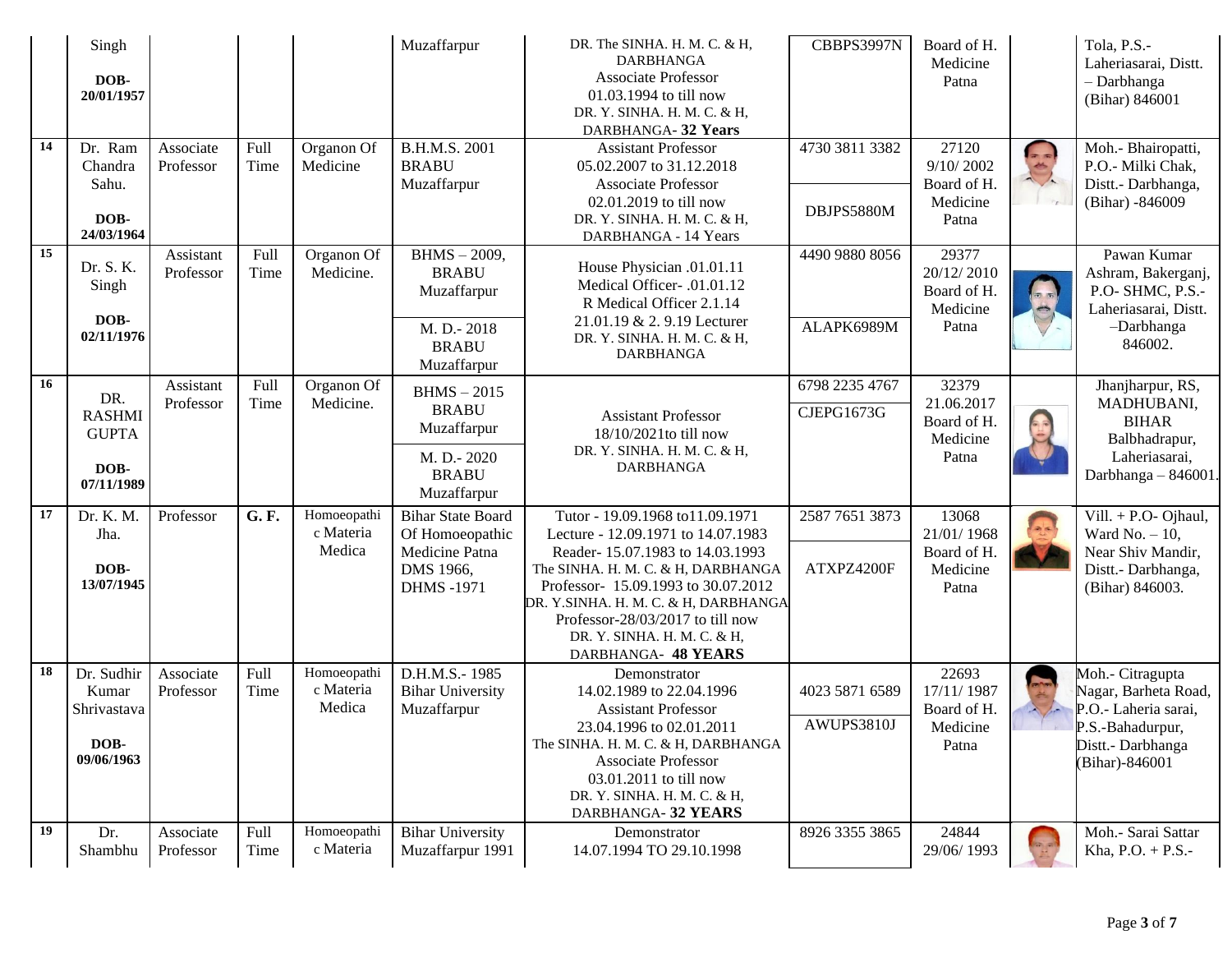| | | | | | | | | | | |
|---|---|---|---|---|---|---|---|---|---|---|
| | Singh<br><br>**DOB-**<br>**20/01/1957** | | | | Muzaffarpur | DR. The SINHA. H. M. C. & H, DARBHANGA<br>Associate Professor<br>01.03.1994 to till now<br>DR. Y. SINHA. H. M. C. & H, DARBHANGA- **32 Years** | CBBPS3997N | Board of H. Medicine Patna | | Tola, P.S.- Laheriasarai, Distt. – Darbhanga (Bihar) 846001 |
| **14** | Dr. Ram Chandra Sahu.<br><br>**DOB-**<br>**24/03/1964** | Associate Professor | Full Time | Organon Of Medicine | B.H.M.S. 2001 BRABU Muzaffarpur | Assistant Professor<br>05.02.2007 to 31.12.2018<br>Associate Professor<br>02.01.2019 to till now<br>DR. Y. SINHA. H. M. C. & H, DARBHANGA - 14 Years | 4730 3811 3382<br><br>DBJPS5880M | 27120<br>9/10/ 2002<br>Board of H. Medicine Patna | | Moh.- Bhairopatti, P.O.- Milki Chak, Distt.- Darbhanga, (Bihar) -846009 |
| **15** | Dr. S. K. Singh<br><br>**DOB-**<br>**02/11/1976** | Assistant Professor | Full Time | Organon Of Medicine. | BHMS – 2009, BRABU Muzaffarpur<br><br>M. D.- 2018 BRABU Muzaffarpur | House Physician .01.01.11<br>Medical Officer- .01.01.12<br>R Medical Officer 2.1.14<br>21.01.19 & 2. 9.19 Lecturer<br>DR. Y. SINHA. H. M. C. & H, DARBHANGA | 4490 9880 8056<br><br>ALAPK6989M | 29377<br>20/12/ 2010<br>Board of H. Medicine Patna | | Pawan Kumar Ashram, Bakerganj, P.O- SHMC, P.S.- Laheriasarai, Distt. –Darbhanga 846002. |
| **16** | DR. RASHMI GUPTA<br><br>**DOB-**<br>**07/11/1989** | Assistant Professor | Full Time | Organon Of Medicine. | BHMS – 2015 BRABU Muzaffarpur<br><br>M. D.- 2020 BRABU Muzaffarpur | Assistant Professor<br>18/10/2021to till now<br>DR. Y. SINHA. H. M. C. & H, DARBHANGA | 6798 2235 4767<br><br>CJEPG1673G | 32379<br>21.06.2017<br>Board of H. Medicine Patna | | Jhanjharpur, RS, MADHUBANI, BIHAR<br>Balbhadrapur, Laheriasarai, Darbhanga – 846001. |
| **17** | Dr. K. M. Jha.<br><br>**DOB-**<br>**13/07/1945** | Professor | **G. F.** | Homoeopathic Materia Medica | Bihar State Board Of Homoeopathic Medicine Patna DMS 1966, DHMS -1971 | Tutor - 19.09.1968 to11.09.1971<br>Lecture - 12.09.1971 to 14.07.1983<br>Reader- 15.07.1983 to 14.03.1993<br>The SINHA. H. M. C. & H, DARBHANGA<br>Professor- 15.09.1993 to 30.07.2012<br>DR. Y.SINHA. H. M. C. & H, DARBHANGA<br>Professor-28/03/2017 to till now<br>DR. Y. SINHA. H. M. C. & H, DARBHANGA- **48 YEARS** | 2587 7651 3873<br><br>ATXPZ4200F | 13068<br>21/01/ 1968<br>Board of H. Medicine Patna | | Vill. + P.O- Ojhaul, Ward No. – 10, Near Shiv Mandir, Distt.- Darbhanga, (Bihar) 846003. |
| **18** | Dr. Sudhir Kumar Shrivastava<br><br>**DOB-**<br>**09/06/1963** | Associate Professor | Full Time | Homoeopathic Materia Medica | D.H.M.S.- 1985 Bihar University Muzaffarpur | Demonstrator<br>14.02.1989 to 22.04.1996<br>Assistant Professor<br>23.04.1996 to 02.01.2011<br>The SINHA. H. M. C. & H, DARBHANGA<br>Associate Professor<br>03.01.2011 to till now<br>DR. Y. SINHA. H. M. C. & H, DARBHANGA- **32 YEARS** | 4023 5871 6589<br><br>AWUPS3810J | 22693<br>17/11/ 1987<br>Board of H. Medicine Patna | | Moh.- Citragupta Nagar, Barheta Road, P.O.- Laheria sarai, P.S.-Bahadurpur, Distt.- Darbhanga (Bihar)-846001 |
| **19** | Dr. Shambhu | Associate Professor | Full Time | Homoeopathic Materia | Bihar University Muzaffarpur 1991 | Demonstrator<br>14.07.1994 TO 29.10.1998 | 8926 3355 3865 | 24844<br>29/06/ 1993 | | Moh.- Sarai Sattar Kha, P.O. + P.S.- |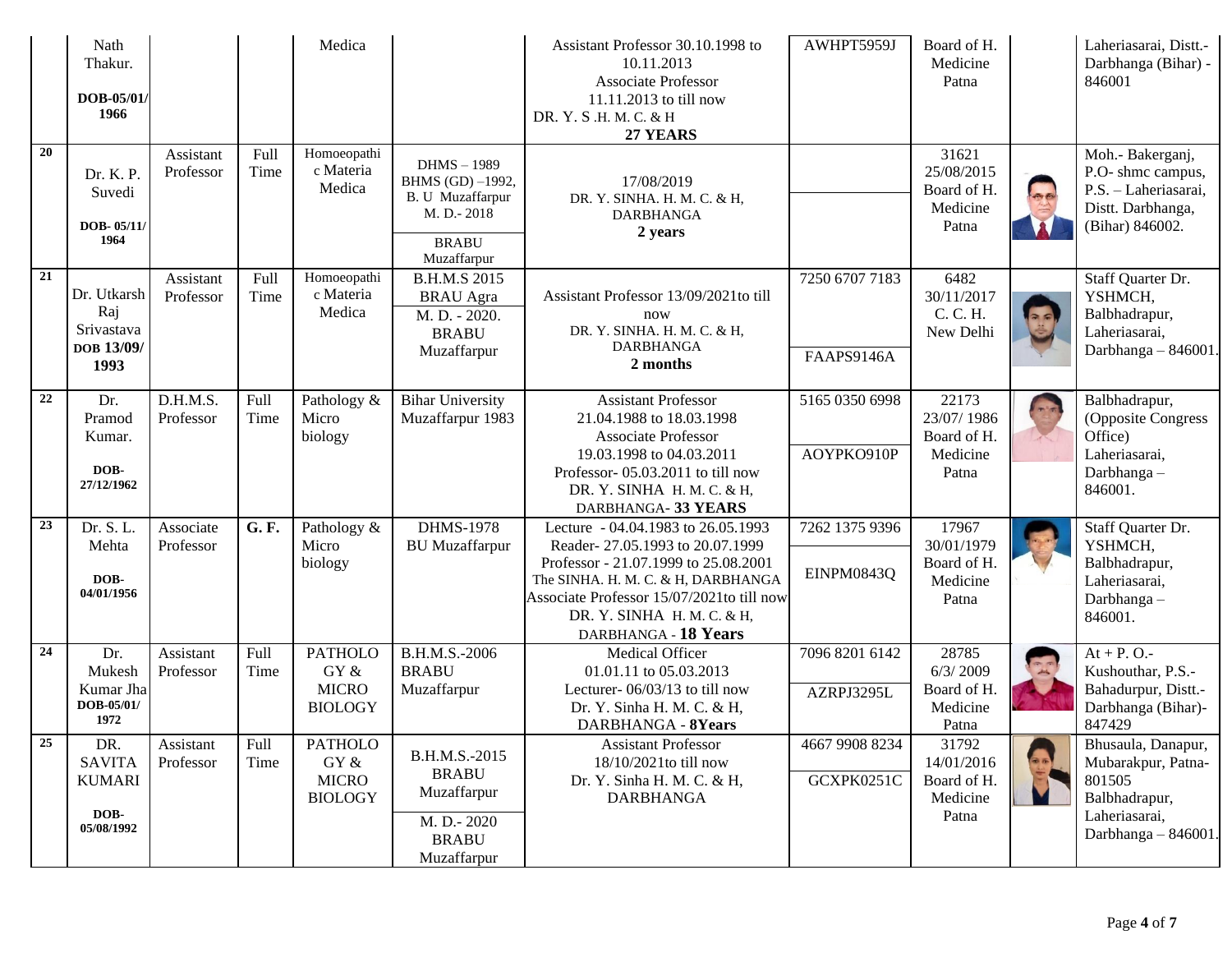| | | | | | | | | | | |
|---|---|---|---|---|---|---|---|---|---|---|
| | Nath Thakur. **DOB-05/01/ 1966** | | | Medica | | Assistant Professor 30.10.1998 to 10.11.2013 Associate Professor 11.11.2013 to till now DR. Y. S .H. M. C. & H **27 YEARS** | AWHPT5959J | Board of H. Medicine Patna | | Laheriasarai, Distt.- Darbhanga (Bihar) - 846001 |
| **20** | Dr. K. P. Suvedi **DOB- 05/11/ 1964** | Assistant Professor | Full Time | Homoeopathic Materia Medica | DHMS – 1989 BHMS (GD) –1992, B. U Muzaffarpur M. D.- 2018 BRABU Muzaffarpur | 17/08/2019 DR. Y. SINHA. H. M. C. & H, DARBHANGA **2 years** | | 31621 25/08/2015 Board of H. Medicine Patna | | Moh.- Bakerganj, P.O- shmc campus, P.S. – Laheriasarai, Distt. Darbhanga, (Bihar) 846002. |
| **21** | Dr. Utkarsh Raj Srivastava **DOB 13/09/ 1993** | Assistant Professor | Full Time | Homoeopathic Materia Medica | B.H.M.S 2015 BRAU Agra M. D. - 2020. BRABU Muzaffarpur | Assistant Professor 13/09/2021to till now DR. Y. SINHA. H. M. C. & H, DARBHANGA **2 months** | 7250 6707 7183 FAAPS9146A | 6482 30/11/2017 C. C. H. New Delhi | | Staff Quarter Dr. YSHMCH, Balbhadrapur, Laheriasarai, Darbhanga – 846001. |
| **22** | Dr. Pramod Kumar. **DOB- 27/12/1962** | D.H.M.S. Professor | Full Time | Pathology & Micro biology | Bihar University Muzaffarpur 1983 | Assistant Professor 21.04.1988 to 18.03.1998 Associate Professor 19.03.1998 to 04.03.2011 Professor- 05.03.2011 to till now DR. Y. SINHA H. M. C. & H, DARBHANGA- **33 YEARS** | 5165 0350 6998 AOYPKO910P | 22173 23/07/ 1986 Board of H. Medicine Patna | | Balbhadrapur, (Opposite Congress Office) Laheriasarai, Darbhanga – 846001. |
| **23** | Dr. S. L. Mehta **DOB- 04/01/1956** | Associate Professor | **G. F.** | Pathology & Micro biology | DHMS-1978 BU Muzaffarpur | Lecture - 04.04.1983 to 26.05.1993 Reader- 27.05.1993 to 20.07.1999 Professor - 21.07.1999 to 25.08.2001 The SINHA. H. M. C. & H, DARBHANGA Associate Professor 15/07/2021to till now DR. Y. SINHA H. M. C. & H, DARBHANGA - **18 Years** | 7262 1375 9396 EINPM0843Q | 17967 30/01/1979 Board of H. Medicine Patna | | Staff Quarter Dr. YSHMCH, Balbhadrapur, Laheriasarai, Darbhanga – 846001. |
| **24** | Dr. Mukesh Kumar Jha **DOB-05/01/ 1972** | Assistant Professor | Full Time | PATHOLOGY & MICRO BIOLOGY | B.H.M.S.-2006 BRABU Muzaffarpur | Medical Officer 01.01.11 to 05.03.2013 Lecturer- 06/03/13 to till now Dr. Y. Sinha H. M. C. & H, DARBHANGA - **8Years** | 7096 8201 6142 AZRPJ3295L | 28785 6/3/ 2009 Board of H. Medicine Patna | | At + P. O.- Kushouthar, P.S.- Bahadurpur, Distt.- Darbhanga (Bihar)- 847429 |
| **25** | DR. SAVITA KUMARI **DOB- 05/08/1992** | Assistant Professor | Full Time | PATHOLOGY & MICRO BIOLOGY | B.H.M.S.-2015 BRABU Muzaffarpur M. D.- 2020 BRABU Muzaffarpur | Assistant Professor 18/10/2021to till now Dr. Y. Sinha H. M. C. & H, DARBHANGA | 4667 9908 8234 GCXPK0251C | 31792 14/01/2016 Board of H. Medicine Patna | | Bhusaula, Danapur, Mubarakpur, Patna- 801505 Balbhadrapur, Laheriasarai, Darbhanga – 846001. |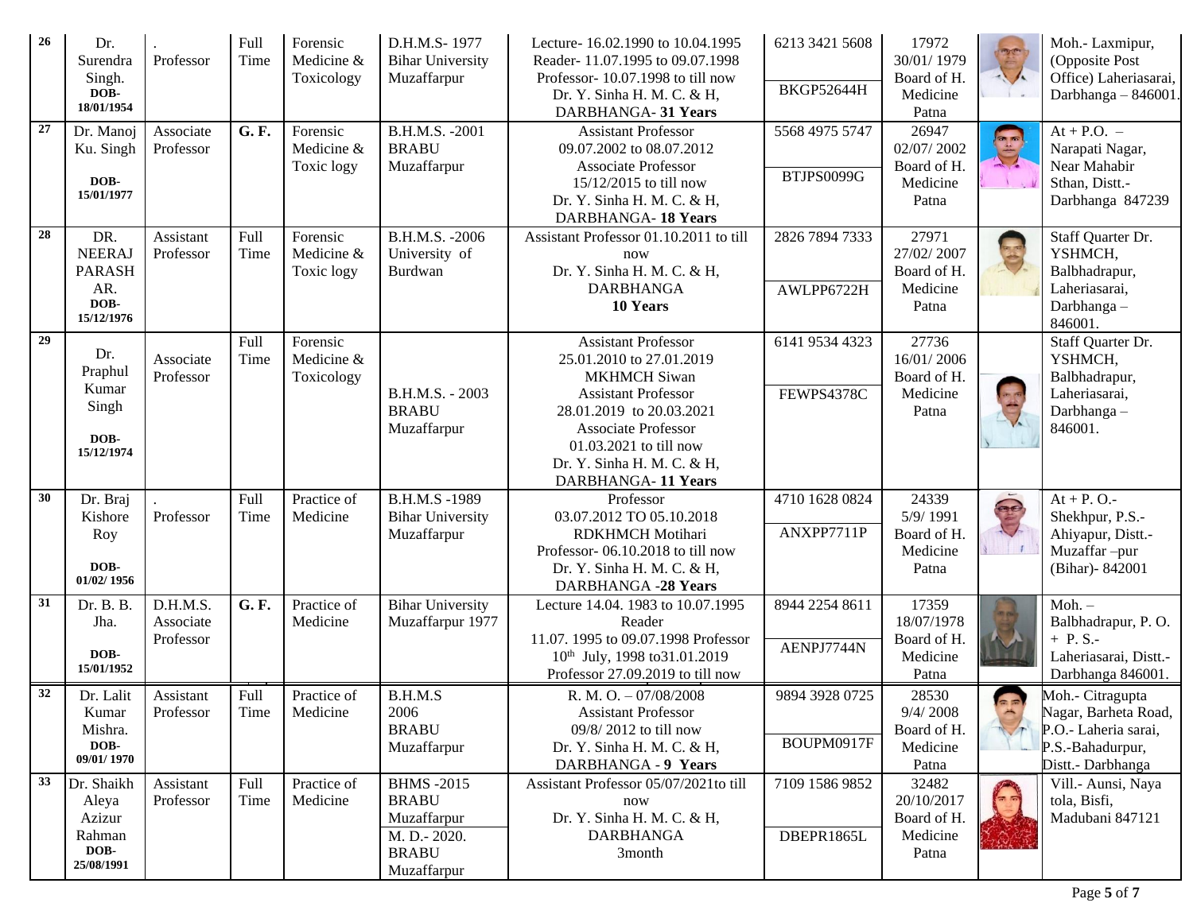| | | | | | | | | | | |
|---|---|---|---|---|---|---|---|---|---|---|
| 26 | Dr. Surendra Singh. DOB- 18/01/1954 | . Professor | Full Time | Forensic Medicine & Toxicology | D.H.M.S- 1977 Bihar University Muzaffarpur | Lecture- 16.02.1990 to 10.04.1995 Reader- 11.07.1995 to 09.07.1998 Professor- 10.07.1998 to till now Dr. Y. Sinha H. M. C. & H, DARBHANGA- **31 Years** | 6213 3421 5608 BKGP52644H | 17972 30/01/ 1979 Board of H. Medicine Patna | | Moh.- Laxmipur, (Opposite Post Office) Laheriasarai, Darbhanga – 846001. |
| 27 | Dr. Manoj Ku. Singh DOB- 15/01/1977 | Associate Professor | **G. F.** | Forensic Medicine & Toxic logy | B.H.M.S. -2001 BRABU Muzaffarpur | Assistant Professor 09.07.2002 to 08.07.2012 Associate Professor 15/12/2015 to till now Dr. Y. Sinha H. M. C. & H, DARBHANGA- **18 Years** | 5568 4975 5747 BTJPS0099G | 26947 02/07/ 2002 Board of H. Medicine Patna | | At + P.O. – Narapati Nagar, Near Mahabir Sthan, Distt.- Darbhanga 847239 |
| 28 | DR. NEERAJ PARASH AR. DOB- 15/12/1976 | Assistant Professor | Full Time | Forensic Medicine & Toxic logy | B.H.M.S. -2006 University of Burdwan | Assistant Professor 01.10.2011 to till now Dr. Y. Sinha H. M. C. & H, DARBHANGA **10 Years** | 2826 7894 7333 AWLPP6722H | 27971 27/02/ 2007 Board of H. Medicine Patna | | Staff Quarter Dr. YSHMCH, Balbhadrapur, Laheriasarai, Darbhanga – 846001. |
| 29 | Dr. Praphul Kumar Singh DOB- 15/12/1974 | Associate Professor | Full Time | Forensic Medicine & Toxicology | B.H.M.S. - 2003 BRABU Muzaffarpur | Assistant Professor 25.01.2010 to 27.01.2019 MKHMCH Siwan Assistant Professor 28.01.2019 to 20.03.2021 Associate Professor 01.03.2021 to till now Dr. Y. Sinha H. M. C. & H, DARBHANGA- **11 Years** | 6141 9534 4323 FEWPS4378C | 27736 16/01/ 2006 Board of H. Medicine Patna | | Staff Quarter Dr. YSHMCH, Balbhadrapur, Laheriasarai, Darbhanga – 846001. |
| 30 | Dr. Braj Kishore Roy DOB- 01/02/ 1956 | . Professor | Full Time | Practice of Medicine | B.H.M.S -1989 Bihar University Muzaffarpur | Professor 03.07.2012 TO 05.10.2018 RDKHMCH Motihari Professor- 06.10.2018 to till now Dr. Y. Sinha H. M. C. & H, DARBHANGA **-28 Years** | 4710 1628 0824 ANXPP7711P | 24339 5/9/ 1991 Board of H. Medicine Patna | | At + P. O.- Shekhpur, P.S.- Ahiyapur, Distt.- Muzaffar –pur (Bihar)- 842001 |
| 31 | Dr. B. B. Jha. DOB- 15/01/1952 | D.H.M.S. Associate Professor | **G. F.** | Practice of Medicine | Bihar University Muzaffarpur 1977 | Lecture 14.04. 1983 to 10.07.1995 Reader 11.07. 1995 to 09.07.1998 Professor 10th July, 1998 to31.01.2019 Professor 27.09.2019 to till now | 8944 2254 8611 AENPJ7744N | 17359 18/07/1978 Board of H. Medicine Patna | | Moh. – Balbhadrapur, P. O. + P. S.- Laheriasarai, Distt.- Darbhanga 846001. |
| 32 | Dr. Lalit Kumar Mishra. DOB- 09/01/ 1970 | Assistant Professor | Full Time | Practice of Medicine | B.H.M.S 2006 BRABU Muzaffarpur | R. M. O. – 07/08/2008 Assistant Professor 09/8/ 2012 to till now Dr. Y. Sinha H. M. C. & H, DARBHANGA - **9 Years** | 9894 3928 0725 BOUPM0917F | 28530 9/4/ 2008 Board of H. Medicine Patna | | Moh.- Citragupta Nagar, Barheta Road, P.O.- Laheria sarai, P.S.-Bahadurpur, Distt.- Darbhanga |
| 33 | Dr. Shaikh Aleya Azizur Rahman DOB- 25/08/1991 | Assistant Professor | Full Time | Practice of Medicine | BHMS -2015 BRABU Muzaffarpur M. D.- 2020. BRABU Muzaffarpur | Assistant Professor 05/07/2021to till now Dr. Y. Sinha H. M. C. & H, DARBHANGA 3month | 7109 1586 9852 DBEPR1865L | 32482 20/10/2017 Board of H. Medicine Patna | | Vill.- Aunsi, Naya tola, Bisfi, Madubani 847121 |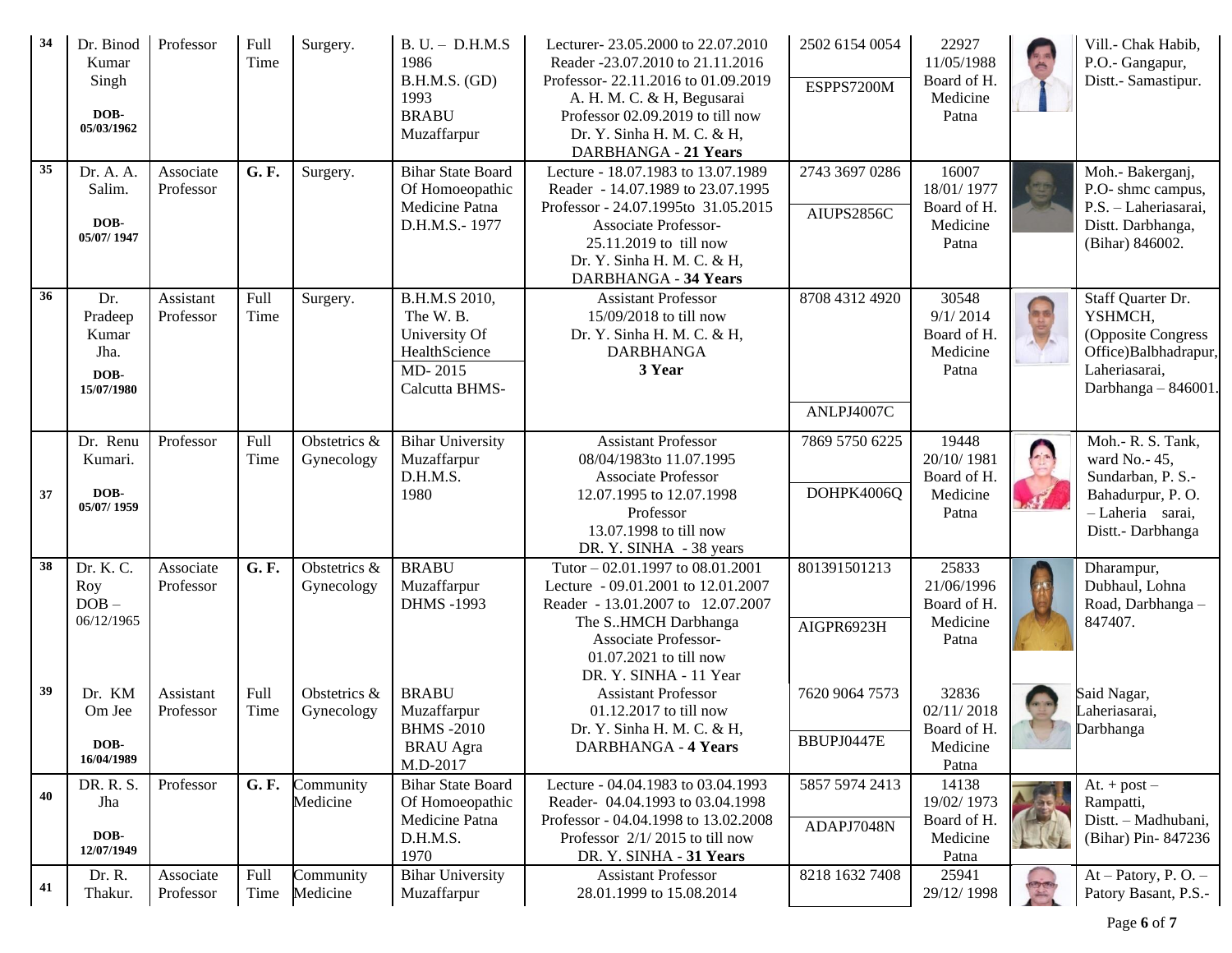| | | | | | | | | | | | |
|---|---|---|---|---|---|---|---|---|---|---|---|
| 34 | Dr. Binod Kumar Singh<br>**DOB-05/03/1962** | Professor | Full Time | Surgery. | B. U. – D.H.M.S 1986<br>B.H.M.S. (GD) 1993<br>BRABU Muzaffarpur | Lecturer- 23.05.2000 to 22.07.2010<br>Reader -23.07.2010 to 21.11.2016<br>Professor- 22.11.2016 to 01.09.2019<br>A. H. M. C. & H, Begusarai<br>Professor 02.09.2019 to till now<br>Dr. Y. Sinha H. M. C. & H, DARBHANGA - **21 Years** | 2502 6154 0054<br>ESPPS7200M | 22927<br>11/05/1988<br>Board of H. Medicine Patna | | Vill.- Chak Habib, P.O.- Gangapur, Distt.- Samastipur. |
| 35 | Dr. A. A. Salim.<br>**DOB-05/07/ 1947** | Associate Professor | **G. F.** | Surgery. | Bihar State Board Of Homoeopathic Medicine Patna<br>D.H.M.S.- 1977 | Lecture - 18.07.1983 to 13.07.1989<br>Reader - 14.07.1989 to 23.07.1995<br>Professor - 24.07.1995to 31.05.2015<br>Associate Professor-25.11.2019 to till now<br>Dr. Y. Sinha H. M. C. & H, DARBHANGA - **34 Years** | 2743 3697 0286<br>AIUPS2856C | 16007<br>18/01/ 1977<br>Board of H. Medicine Patna | | Moh.- Bakerganj, P.O- shmc campus, P.S. – Laheriasarai, Distt. Darbhanga, (Bihar) 846002. |
| 36 | Dr. Pradeep Kumar Jha.<br>**DOB-15/07/1980** | Assistant Professor | Full Time | Surgery. | B.H.M.S 2010, The W. B. University Of HealthScience<br>MD- 2015 Calcutta BHMS- | Assistant Professor<br>15/09/2018 to till now<br>Dr. Y. Sinha H. M. C. & H, DARBHANGA<br>**3 Year** | 8708 4312 4920<br>ANLPJ4007C | 30548<br>9/1/ 2014<br>Board of H. Medicine Patna | | Staff Quarter Dr. YSHMCH, (Opposite Congress Office)Balbhadrapur, Laheriasarai, Darbhanga – 846001. |
| 37 | Dr. Renu Kumari.<br>**DOB-05/07/ 1959** | Professor | Full Time | Obstetrics & Gynecology | Bihar University Muzaffarpur<br>D.H.M.S.<br>1980 | Assistant Professor<br>08/04/1983to 11.07.1995<br>Associate Professor<br>12.07.1995 to 12.07.1998<br>Professor<br>13.07.1998 to till now<br>DR. Y. SINHA - 38 years | 7869 5750 6225<br>DOHPK4006Q | 19448<br>20/10/ 1981<br>Board of H. Medicine Patna | | Moh.- R. S. Tank, ward No.- 45, Sundarban, P. S.- Bahadurpur, P. O. – Laheria sarai, Distt.- Darbhanga |
| 38 | Dr. K. C. Roy<br>DOB – 06/12/1965 | Associate Professor | **G. F.** | Obstetrics & Gynecology | BRABU Muzaffarpur<br>DHMS -1993 | Tutor – 02.01.1997 to 08.01.2001<br>Lecture - 09.01.2001 to 12.01.2007<br>Reader - 13.01.2007 to 12.07.2007<br>The S..HMCH Darbhanga<br>Associate Professor-01.07.2021 to till now<br>DR. Y. SINHA - 11 Year | 801391501213<br>AIGPR6923H | 25833<br>21/06/1996<br>Board of H. Medicine Patna | | Dharampur, Dubhaul, Lohna Road, Darbhanga – 847407. |
| 39 | Dr. KM Om Jee<br>**DOB-16/04/1989** | Assistant Professor | Full Time | Obstetrics & Gynecology | BRABU Muzaffarpur<br>BHMS -2010<br>BRAU Agra<br>M.D-2017 | Assistant Professor<br>01.12.2017 to till now<br>Dr. Y. Sinha H. M. C. & H, DARBHANGA - **4 Years** | 7620 9064 7573<br>BBUPJ0447E | 32836<br>02/11/ 2018<br>Board of H. Medicine Patna | | Said Nagar, Laheriasarai, Darbhanga |
| 40 | DR. R. S. Jha<br>**DOB-12/07/1949** | Professor | **G. F.** | Community Medicine | Bihar State Board Of Homoeopathic Medicine Patna<br>D.H.M.S.<br>1970 | Lecture - 04.04.1983 to 03.04.1993<br>Reader- 04.04.1993 to 03.04.1998<br>Professor - 04.04.1998 to 13.02.2008<br>Professor 2/1/ 2015 to till now<br>DR. Y. SINHA - **31 Years** | 5857 5974 2413<br>ADAPJ7048N | 14138<br>19/02/ 1973<br>Board of H. Medicine Patna | | At. + post – Rampatti, Distt. – Madhubani, (Bihar) Pin- 847236 |
| 41 | Dr. R. Thakur. | Associate Professor | Full Time | Community Medicine | Bihar University Muzaffarpur | Assistant Professor<br>28.01.1999 to 15.08.2014 | 8218 1632 7408 | 25941<br>29/12/ 1998 | | At – Patory, P. O. – Patory Basant, P.S.- |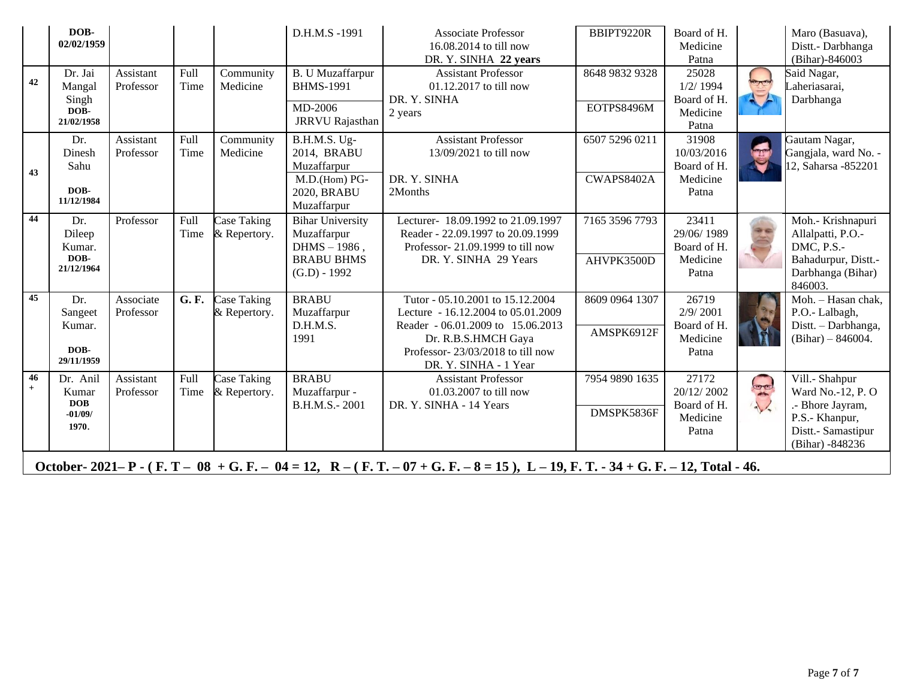| | | | | | | | | | | |
|---|---|---|---|---|---|---|---|---|---|---|
| | DOB- 02/02/1959 | | | | D.H.M.S -1991 | Associate Professor 16.08.2014 to till now DR. Y. SINHA **22 years** | BBIPT9220R | Board of H. Medicine Patna | | Maro (Basuava), Distt.- Darbhanga (Bihar)-846003 |
| **42** | Dr. Jai Mangal Singh **DOB- 21/02/1958** | Assistant Professor | Full Time | Community Medicine | B. U Muzaffarpur BHMS-1991<br>MD-2006 JRRVU Rajasthan | Assistant Professor 01.12.2017 to till now DR. Y. SINHA 2 years | 8648 9832 9328<br>EOTPS8496M | 25028 1/2/ 1994 Board of H. Medicine Patna | | Said Nagar, Laheriasarai, Darbhanga |
| **43** | Dr. Dinesh Sahu **DOB- 11/12/1984** | Assistant Professor | Full Time | Community Medicine | B.H.M.S. Ug- 2014, BRABU Muzaffarpur<br>M.D.(Hom) PG- 2020, BRABU Muzaffarpur | Assistant Professor 13/09/2021 to till now DR. Y. SINHA 2Months | 6507 5296 0211<br>CWAPS8402A | 31908 10/03/2016 Board of H. Medicine Patna | | Gautam Nagar, Gangjala, ward No. - 12, Saharsa -852201 |
| **44** | Dr. Dileep Kumar. **DOB- 21/12/1964** | Professor | Full Time | Case Taking & Repertory. | Bihar University Muzaffarpur DHMS – 1986 , BRABU BHMS (G.D) - 1992 | Lecturer- 18.09.1992 to 21.09.1997 Reader - 22.09.1997 to 20.09.1999 Professor- 21.09.1999 to till now DR. Y. SINHA 29 Years | 7165 3596 7793<br>AHVPK3500D | 23411 29/06/ 1989 Board of H. Medicine Patna | | Moh.- Krishnapuri Allalpatti, P.O.- DMC, P.S.- Bahadurpur, Distt.- Darbhanga (Bihar) 846003. |
| **45** | Dr. Sangeet Kumar. **DOB- 29/11/1959** | Associate Professor | **G. F.** | Case Taking & Repertory. | BRABU Muzaffarpur D.H.M.S. 1991 | Tutor - 05.10.2001 to 15.12.2004 Lecture - 16.12.2004 to 05.01.2009 Reader - 06.01.2009 to 15.06.2013 Dr. R.B.S.HMCH Gaya Professor- 23/03/2018 to till now DR. Y. SINHA - 1 Year | 8609 0964 1307<br>AMSPK6912F | 26719 2/9/ 2001 Board of H. Medicine Patna | | Moh. – Hasan chak, P.O.- Lalbagh, Distt. – Darbhanga, (Bihar) – 846004. |
| **46 +** | Dr. Anil Kumar **DOB -01/09/ 1970.** | Assistant Professor | Full Time | Case Taking & Repertory. | BRABU Muzaffarpur - B.H.M.S.- 2001 | Assistant Professor 01.03.2007 to till now DR. Y. SINHA - 14 Years | 7954 9890 1635<br>DMSPK5836F | 27172 20/12/ 2002 Board of H. Medicine Patna | | Vill.- Shahpur Ward No.-12, P. O .- Bhore Jayram, P.S.- Khanpur, Distt.- Samastipur (Bihar) -848236 |

**October- 2021– P - ( F. T – 08 + G. F. – 04 = 12, R – ( F. T. – 07 + G. F. – 8 = 15 ), L – 19, F. T. - 34 + G. F. – 12, Total - 46.**